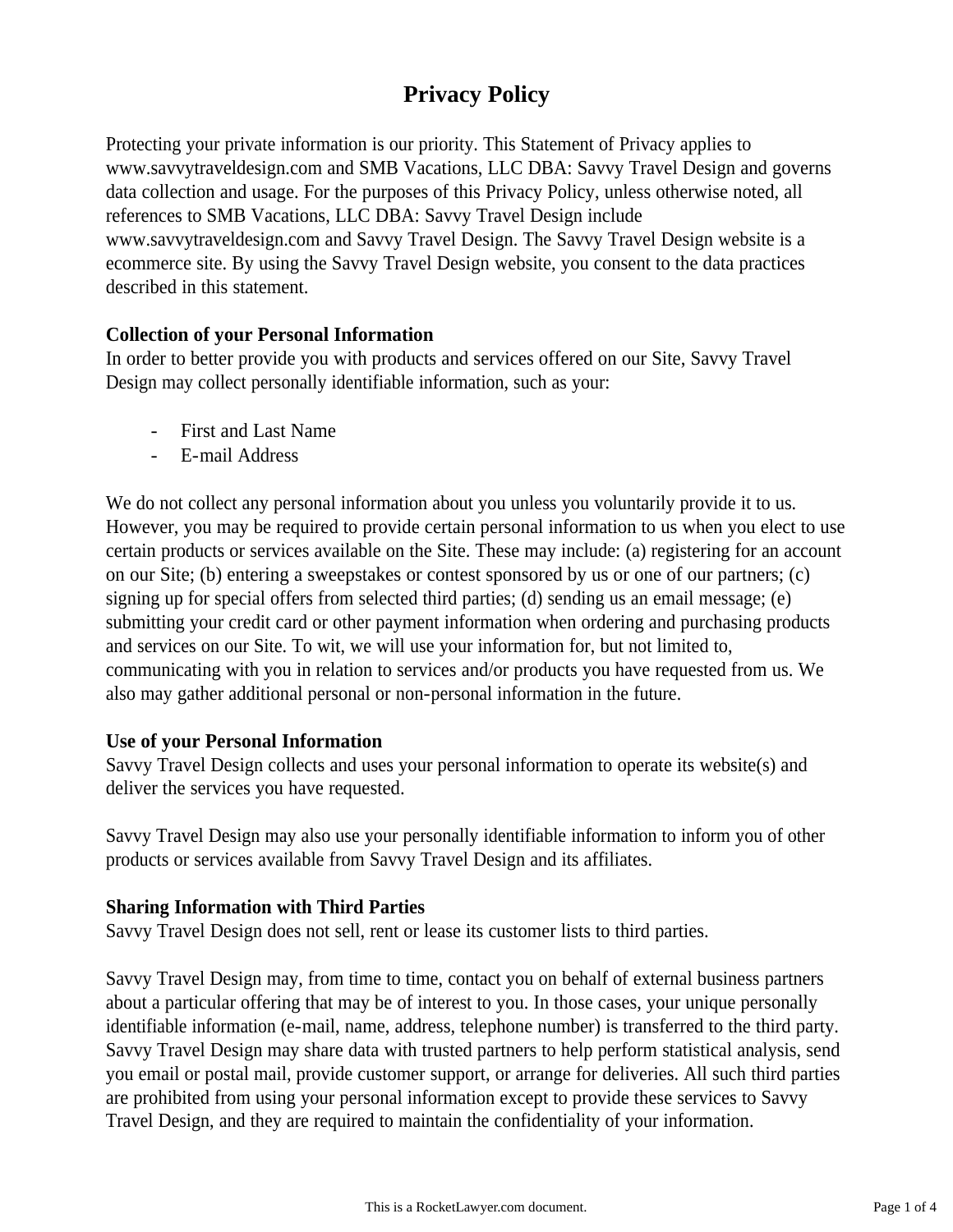# Privacy Policy

Protecting your private information is our priority. This Statement of Privacy applies to www.savvytraveldesign.com and SMB Vacations, LLC DBA: Savvy Travel Design and governs data collection and usage. For the purposes of this Privacy Policy, unless otherwise noted, all references to SMB Vacations, LLC DBA: Savvy Travel Design include www.savvytraveldesign.com and Savvy Travel Design. The Savvy Travel Design website is a ecommerce site. By using the Savvy Travel Design website, you consent to the data practices described in this statement.

**Collection of your Personal Information**

In order to better provide you with products and services offered on our Site, Savvy Travel Design may collect personally identifiable information, such as your:

- First and Last Name
- E-mail Address

We do not collect any personal information about you unless you voluntarily provide it to us. However, you may be required to provide certain personal information to us when you elect to use certain products or services available on the Site. These may include: (a) registering for an account on our Site; (b) entering a sweepstakes or contest sponsored by us or one of our partners; (c) signing up for special offers from selected third parties; (d) sending us an email message; (e) submitting your credit card or other payment information when ordering and purchasing products and services on our Site. To wit, we will use your information for, but not limited to, communicating with you in relation to services and/or products you have requested from us. We also may gather additional personal or non-personal information in the future.

**Use of your Personal Information**

Savvy Travel Design collects and uses your personal information to operate its website(s) and deliver the services you have requested.

Savvy Travel Design may also use your personally identifiable information to inform you of other products or services available from Savvy Travel Design and its affiliates.

**Sharing Information with Third Parties**

Savvy Travel Design does not sell, rent or lease its customer lists to third parties.

Savvy Travel Design may, from time to time, contact you on behalf of external business partners about a particular offering that may be of interest to you. In those cases, your unique personally identifiable information (e-mail, name, address, telephone number) is transferred to the third party. Savvy Travel Design may share data with trusted partners to help perform statistical analysis, send you email or postal mail, provide customer support, or arrange for deliveries. All such third parties are prohibited from using your personal information except to provide these services to Savvy Travel Design, and they are required to maintain the confidentiality of your information.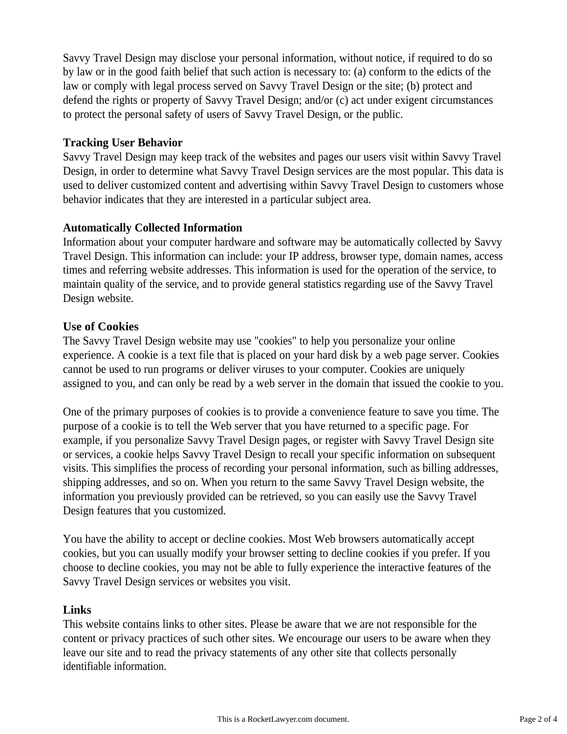Savvy Travel Design may disclose your personal information, without notice, if required to do so by law or in the good faith belief that such action is necessary to: (a) conform to the edicts of the law or comply with legal process served on Savvy Travel Design or the site; (b) protect and defend the rights or property of Savvy Travel Design; and/or (c) act under exigent circumstances to protect the personal safety of users of Savvy Travel Design, or the public.

**Tracking User Behavior**

Savvy Travel Design may keep track of the websites and pages our users visit within Savvy Travel Design, in order to determine what Savvy Travel Design services are the most popular. This data is used to deliver customized content and advertising within Savvy Travel Design to customers whose behavior indicates that they are interested in a particular subject area.

**Automatically Collected Information**

Information about your computer hardware and software may be automatically collected by Savvy Travel Design. This information can include: your IP address, browser type, domain names, access times and referring website addresses. This information is used for the operation of the service, to maintain quality of the service, and to provide general statistics regarding use of the Savvy Travel Design website.

**Use of Cookies**

The Savvy Travel Design website may use "cookies" to help you personalize your online experience. A cookie is a text file that is placed on your hard disk by a web page server. Cookies cannot be used to run programs or deliver viruses to your computer. Cookies are uniquely assigned to you, and can only be read by a web server in the domain that issued the cookie to you.

One of the primary purposes of cookies is to provide a convenience feature to save you time. The purpose of a cookie is to tell the Web server that you have returned to a specific page. For example, if you personalize Savvy Travel Design pages, or register with Savvy Travel Design site or services, a cookie helps Savvy Travel Design to recall your specific information on subsequent visits. This simplifies the process of recording your personal information, such as billing addresses, shipping addresses, and so on. When you return to the same Savvy Travel Design website, the information you previously provided can be retrieved, so you can easily use the Savvy Travel Design features that you customized.

You have the ability to accept or decline cookies. Most Web browsers automatically accept cookies, but you can usually modify your browser setting to decline cookies if you prefer. If you choose to decline cookies, you may not be able to fully experience the interactive features of the Savvy Travel Design services or websites you visit.

**Links**

This website contains links to other sites. Please be aware that we are not responsible for the content or privacy practices of such other sites. We encourage our users to be aware when they leave our site and to read the privacy statements of any other site that collects personally identifiable information.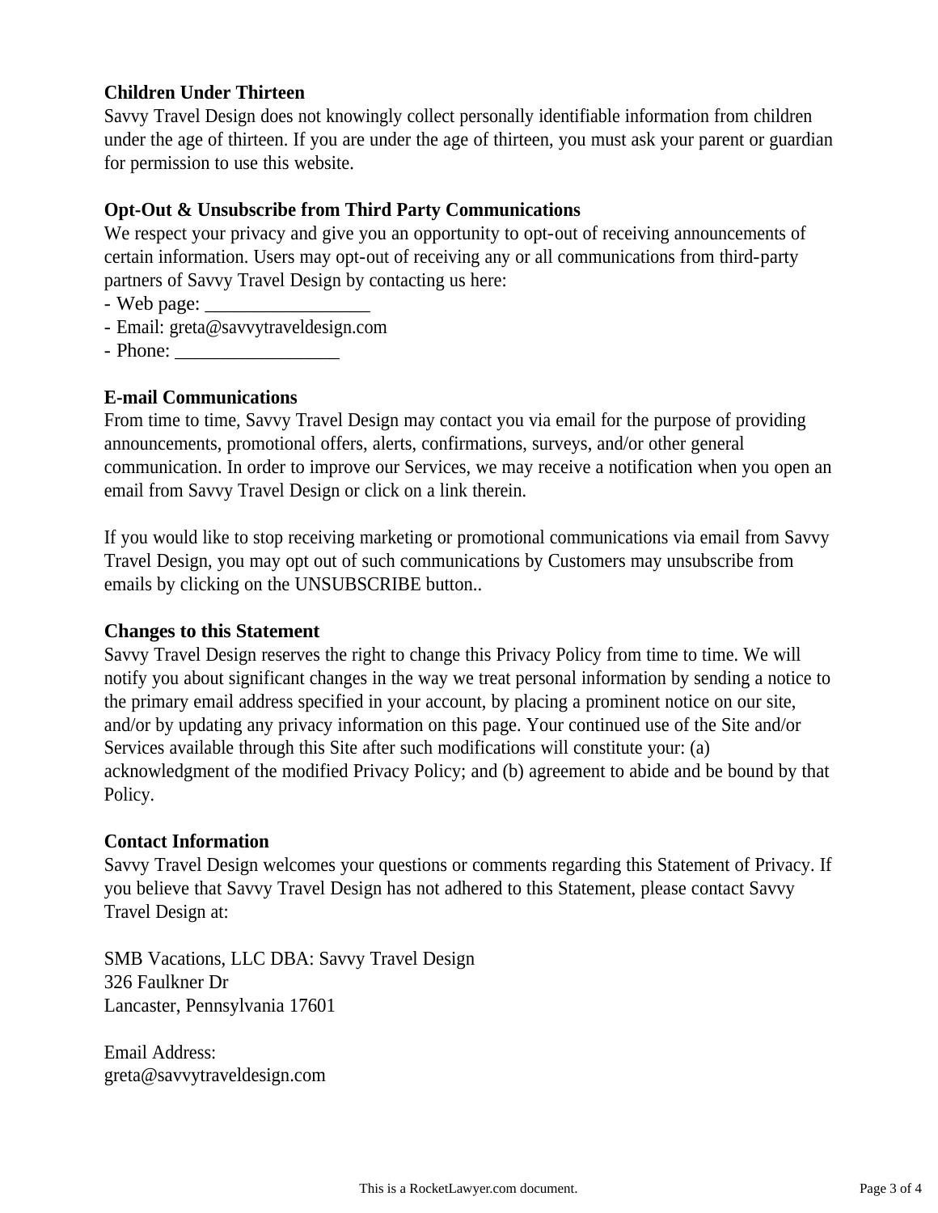**Children Under Thirteen**
Savvy Travel Design does not knowingly collect personally identifiable information from children under the age of thirteen. If you are under the age of thirteen, you must ask your parent or guardian for permission to use this website.

**Opt-Out & Unsubscribe from Third Party Communications**
We respect your privacy and give you an opportunity to opt-out of receiving announcements of certain information. Users may opt-out of receiving any or all communications from third-party partners of Savvy Travel Design by contacting us here:
- Web page: _________________
- Email: greta@savvytraveldesign.com
- Phone: _________________

**E-mail Communications**
From time to time, Savvy Travel Design may contact you via email for the purpose of providing announcements, promotional offers, alerts, confirmations, surveys, and/or other general communication. In order to improve our Services, we may receive a notification when you open an email from Savvy Travel Design or click on a link therein.

If you would like to stop receiving marketing or promotional communications via email from Savvy Travel Design, you may opt out of such communications by Customers may unsubscribe from emails by clicking on the UNSUBSCRIBE button..

**Changes to this Statement**
Savvy Travel Design reserves the right to change this Privacy Policy from time to time. We will notify you about significant changes in the way we treat personal information by sending a notice to the primary email address specified in your account, by placing a prominent notice on our site, and/or by updating any privacy information on this page. Your continued use of the Site and/or Services available through this Site after such modifications will constitute your: (a) acknowledgment of the modified Privacy Policy; and (b) agreement to abide and be bound by that Policy.

**Contact Information**
Savvy Travel Design welcomes your questions or comments regarding this Statement of Privacy. If you believe that Savvy Travel Design has not adhered to this Statement, please contact Savvy Travel Design at:

SMB Vacations, LLC DBA: Savvy Travel Design
326 Faulkner Dr
Lancaster, Pennsylvania 17601

Email Address:
greta@savvytraveldesign.com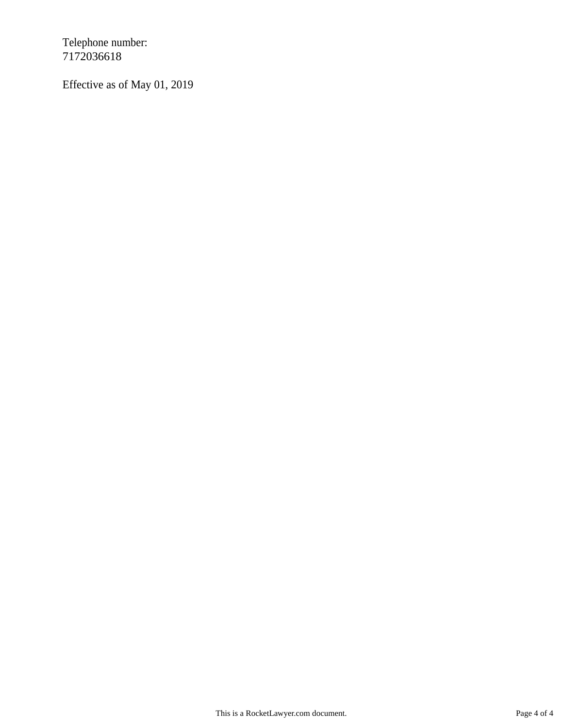Telephone number:
7172036618

Effective as of May 01, 2019